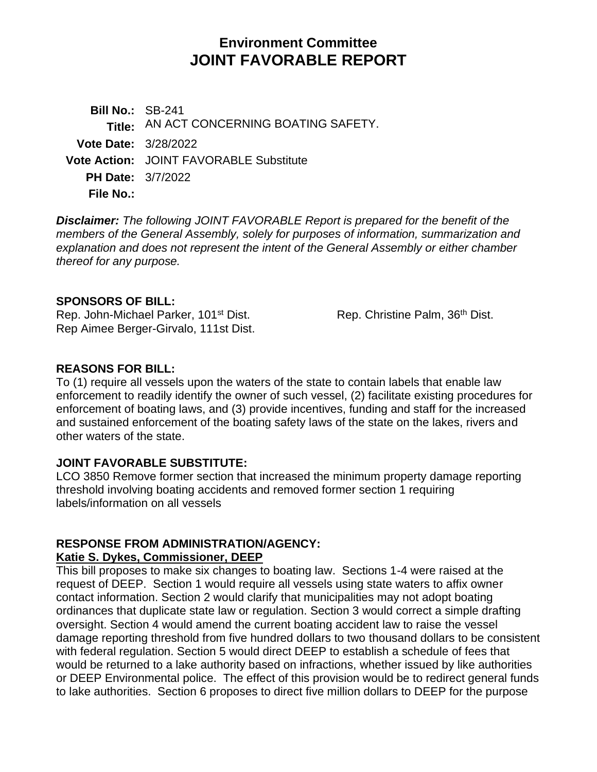# Environment Committee
# JOINT FAVORABLE REPORT

**Bill No.:** SB-241
**Title:** AN ACT CONCERNING BOATING SAFETY.
**Vote Date:** 3/28/2022
**Vote Action:** JOINT FAVORABLE Substitute
**PH Date:** 3/7/2022
**File No.:**

***Disclaimer:*** *The following JOINT FAVORABLE Report is prepared for the benefit of the members of the General Assembly, solely for purposes of information, summarization and explanation and does not represent the intent of the General Assembly or either chamber thereof for any purpose.*

**SPONSORS OF BILL:**

Rep. John-Michael Parker, 101st Dist.
Rep. Christine Palm, 36th Dist.
Rep Aimee Berger-Girvalo, 111st Dist.

**REASONS FOR BILL:**

To (1) require all vessels upon the waters of the state to contain labels that enable law enforcement to readily identify the owner of such vessel, (2) facilitate existing procedures for enforcement of boating laws, and (3) provide incentives, funding and staff for the increased and sustained enforcement of the boating safety laws of the state on the lakes, rivers and other waters of the state.

**JOINT FAVORABLE SUBSTITUTE:**

LCO 3850 Remove former section that increased the minimum property damage reporting threshold involving boating accidents and removed former section 1 requiring labels/information on all vessels

**RESPONSE FROM ADMINISTRATION/AGENCY:**

**Katie S. Dykes, Commissioner, DEEP**

This bill proposes to make six changes to boating law. Sections 1-4 were raised at the request of DEEP. Section 1 would require all vessels using state waters to affix owner contact information. Section 2 would clarify that municipalities may not adopt boating ordinances that duplicate state law or regulation. Section 3 would correct a simple drafting oversight. Section 4 would amend the current boating accident law to raise the vessel damage reporting threshold from five hundred dollars to two thousand dollars to be consistent with federal regulation. Section 5 would direct DEEP to establish a schedule of fees that would be returned to a lake authority based on infractions, whether issued by like authorities or DEEP Environmental police. The effect of this provision would be to redirect general funds to lake authorities. Section 6 proposes to direct five million dollars to DEEP for the purpose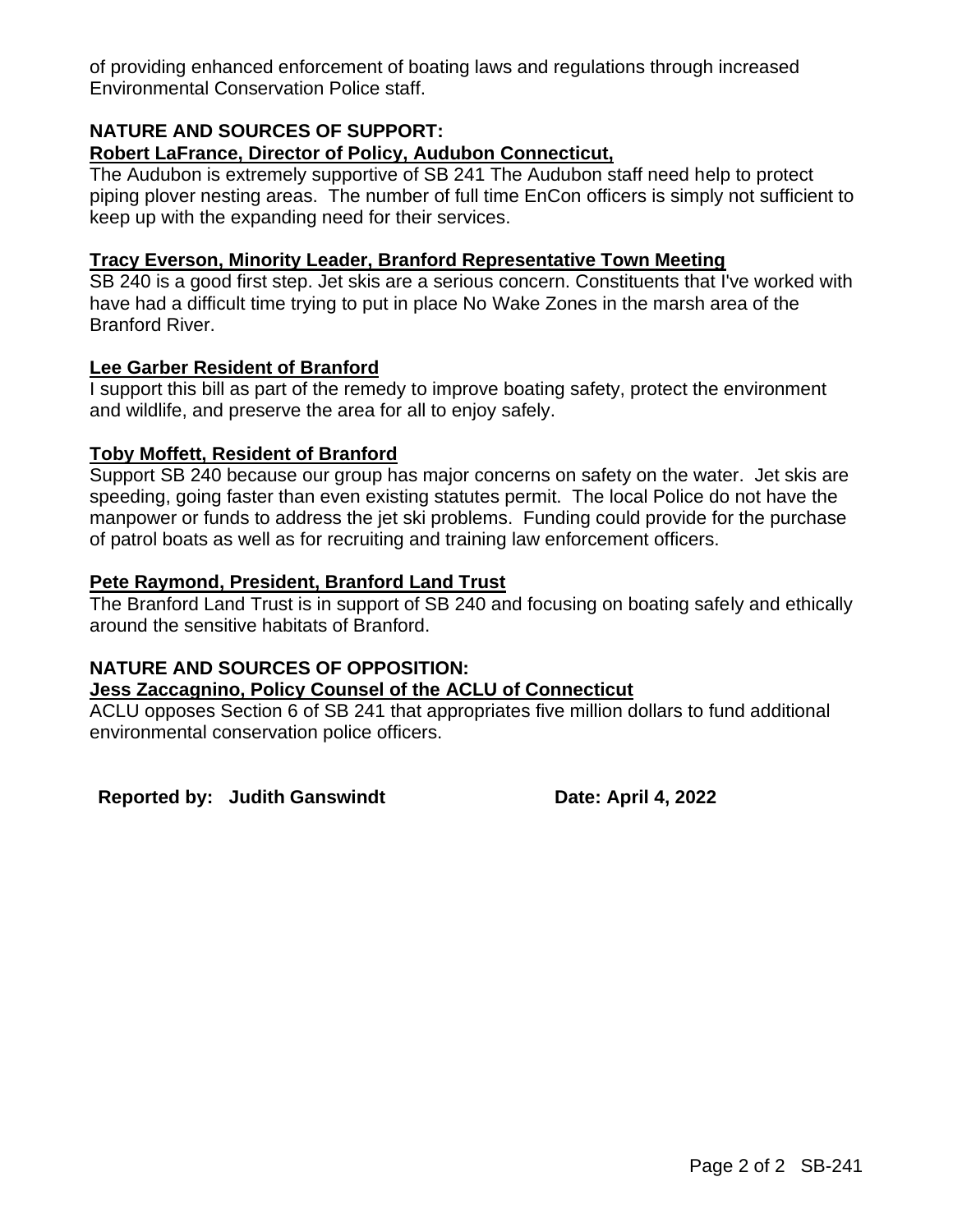of providing enhanced enforcement of boating laws and regulations through increased Environmental Conservation Police staff.

**NATURE AND SOURCES OF SUPPORT:**

**Robert LaFrance, Director of Policy, Audubon Connecticut,**

The Audubon is extremely supportive of SB 241 The Audubon staff need help to protect piping plover nesting areas. The number of full time EnCon officers is simply not sufficient to keep up with the expanding need for their services.

**Tracy Everson, Minority Leader, Branford Representative Town Meeting**

SB 240 is a good first step. Jet skis are a serious concern. Constituents that I've worked with have had a difficult time trying to put in place No Wake Zones in the marsh area of the Branford River.

**Lee Garber Resident of Branford**

I support this bill as part of the remedy to improve boating safety, protect the environment and wildlife, and preserve the area for all to enjoy safely.

**Toby Moffett, Resident of Branford**

Support SB 240 because our group has major concerns on safety on the water. Jet skis are speeding, going faster than even existing statutes permit. The local Police do not have the manpower or funds to address the jet ski problems. Funding could provide for the purchase of patrol boats as well as for recruiting and training law enforcement officers.

**Pete Raymond, President, Branford Land Trust**

The Branford Land Trust is in support of SB 240 and focusing on boating safely and ethically around the sensitive habitats of Branford.

**NATURE AND SOURCES OF OPPOSITION:**

**Jess Zaccagnino, Policy Counsel of the ACLU of Connecticut**

ACLU opposes Section 6 of SB 241 that appropriates five million dollars to fund additional environmental conservation police officers.

**Reported by: Judith Ganswindt** **Date: April 4, 2022**